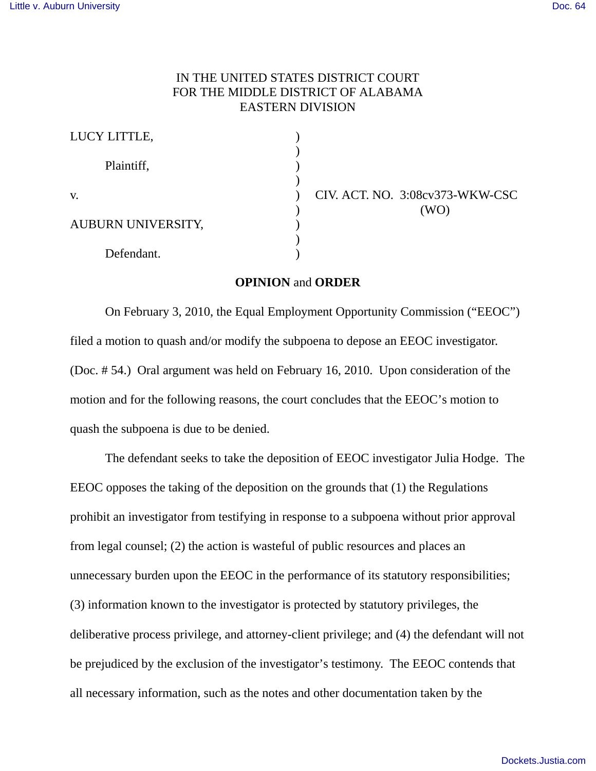IN THE UNITED STATES DISTRICT COURT
FOR THE MIDDLE DISTRICT OF ALABAMA
EASTERN DIVISION

| | | |
|---|---|---|
| LUCY LITTLE, | ) | |
| | ) | |
| Plaintiff, | ) | |
| | ) | |
| v. | ) | CIV. ACT. NO. 3:08cv373-WKW-CSC |
| | ) | (WO) |
| AUBURN UNIVERSITY, | ) | |
| | ) | |
| Defendant. | ) | |

**OPINION** and **ORDER**

On February 3, 2010, the Equal Employment Opportunity Commission ("EEOC") filed a motion to quash and/or modify the subpoena to depose an EEOC investigator. (Doc. # 54.) Oral argument was held on February 16, 2010. Upon consideration of the motion and for the following reasons, the court concludes that the EEOC's motion to quash the subpoena is due to be denied.

The defendant seeks to take the deposition of EEOC investigator Julia Hodge. The EEOC opposes the taking of the deposition on the grounds that (1) the Regulations prohibit an investigator from testifying in response to a subpoena without prior approval from legal counsel; (2) the action is wasteful of public resources and places an unnecessary burden upon the EEOC in the performance of its statutory responsibilities; (3) information known to the investigator is protected by statutory privileges, the deliberative process privilege, and attorney-client privilege; and (4) the defendant will not be prejudiced by the exclusion of the investigator's testimony. The EEOC contends that all necessary information, such as the notes and other documentation taken by the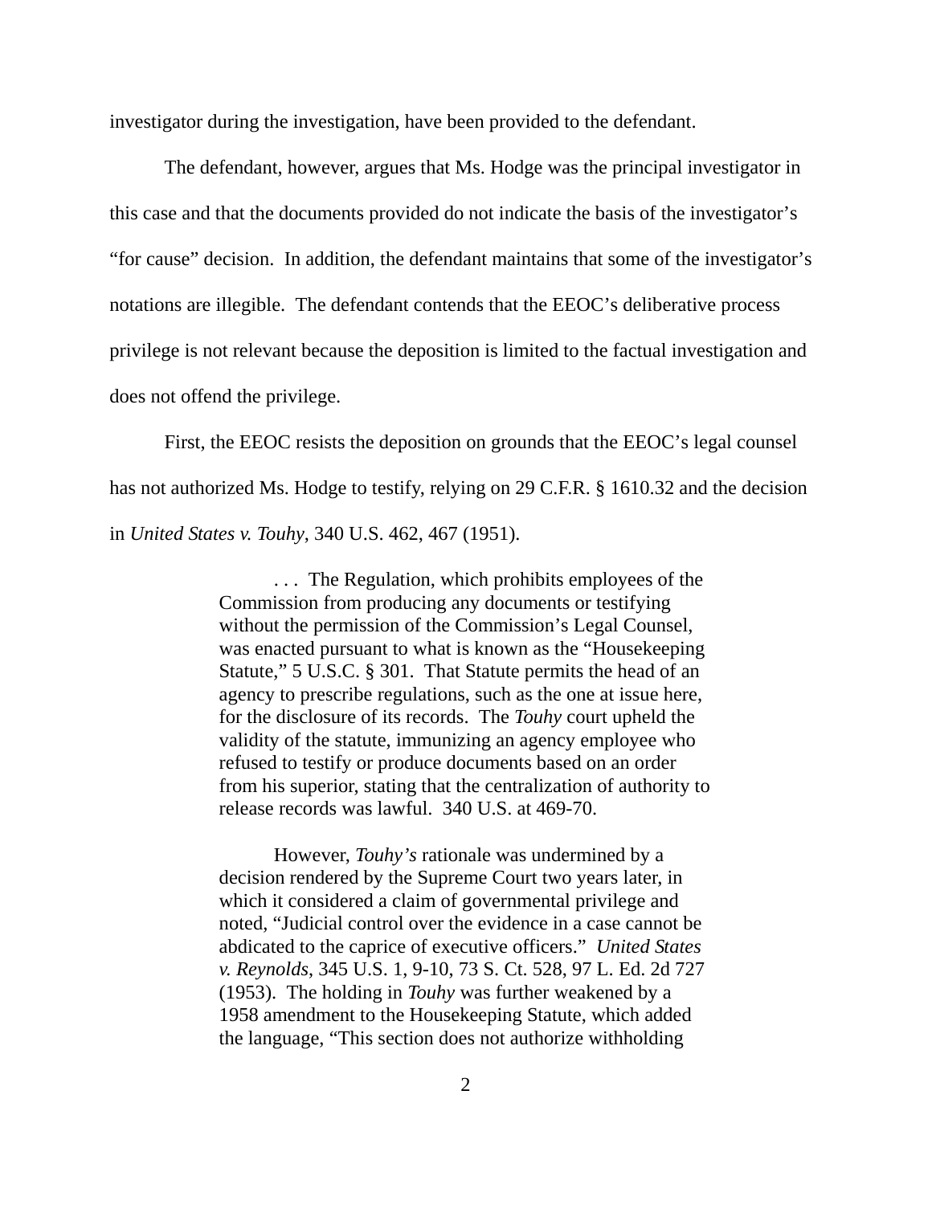investigator during the investigation, have been provided to the defendant.

The defendant, however, argues that Ms. Hodge was the principal investigator in this case and that the documents provided do not indicate the basis of the investigator's "for cause" decision. In addition, the defendant maintains that some of the investigator's notations are illegible. The defendant contends that the EEOC's deliberative process privilege is not relevant because the deposition is limited to the factual investigation and does not offend the privilege.

First, the EEOC resists the deposition on grounds that the EEOC's legal counsel has not authorized Ms. Hodge to testify, relying on 29 C.F.R. § 1610.32 and the decision in *United States v. Touhy*, 340 U.S. 462, 467 (1951).

> . . . The Regulation, which prohibits employees of the Commission from producing any documents or testifying without the permission of the Commission's Legal Counsel, was enacted pursuant to what is known as the "Housekeeping Statute," 5 U.S.C. § 301. That Statute permits the head of an agency to prescribe regulations, such as the one at issue here, for the disclosure of its records. The *Touhy* court upheld the validity of the statute, immunizing an agency employee who refused to testify or produce documents based on an order from his superior, stating that the centralization of authority to release records was lawful. 340 U.S. at 469-70.
>
> However, *Touhy's* rationale was undermined by a decision rendered by the Supreme Court two years later, in which it considered a claim of governmental privilege and noted, "Judicial control over the evidence in a case cannot be abdicated to the caprice of executive officers." *United States v. Reynolds*, 345 U.S. 1, 9-10, 73 S. Ct. 528, 97 L. Ed. 2d 727 (1953). The holding in *Touhy* was further weakened by a 1958 amendment to the Housekeeping Statute, which added the language, "This section does not authorize withholding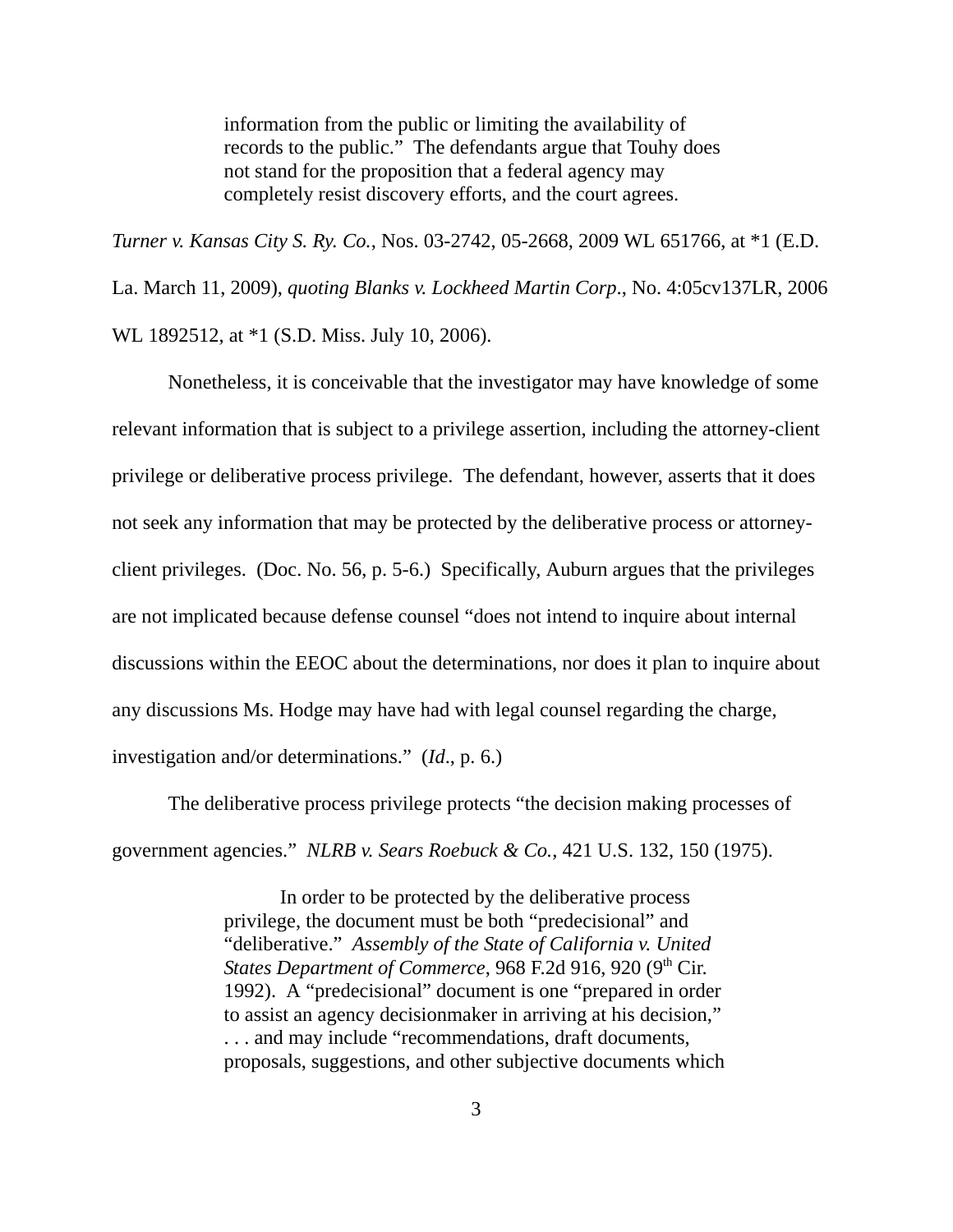> information from the public or limiting the availability of records to the public." The defendants argue that Touhy does not stand for the proposition that a federal agency may completely resist discovery efforts, and the court agrees.

*Turner v. Kansas City S. Ry. Co.*, Nos. 03-2742, 05-2668, 2009 WL 651766, at *1 (E.D. La. March 11, 2009), *quoting Blanks v. Lockheed Martin Corp*., No. 4:05cv137LR, 2006 WL 1892512, at *1 (S.D. Miss. July 10, 2006).

Nonetheless, it is conceivable that the investigator may have knowledge of some relevant information that is subject to a privilege assertion, including the attorney-client privilege or deliberative process privilege. The defendant, however, asserts that it does not seek any information that may be protected by the deliberative process or attorney-client privileges. (Doc. No. 56, p. 5-6.) Specifically, Auburn argues that the privileges are not implicated because defense counsel "does not intend to inquire about internal discussions within the EEOC about the determinations, nor does it plan to inquire about any discussions Ms. Hodge may have had with legal counsel regarding the charge, investigation and/or determinations." (*Id*., p. 6.)

The deliberative process privilege protects "the decision making processes of government agencies." *NLRB v. Sears Roebuck & Co.*, 421 U.S. 132, 150 (1975).

> In order to be protected by the deliberative process privilege, the document must be both "predecisional" and "deliberative." *Assembly of the State of California v. United States Department of Commerce*, 968 F.2d 916, 920 (9th Cir. 1992). A "predecisional" document is one "prepared in order to assist an agency decisionmaker in arriving at his decision," . . . and may include "recommendations, draft documents, proposals, suggestions, and other subjective documents which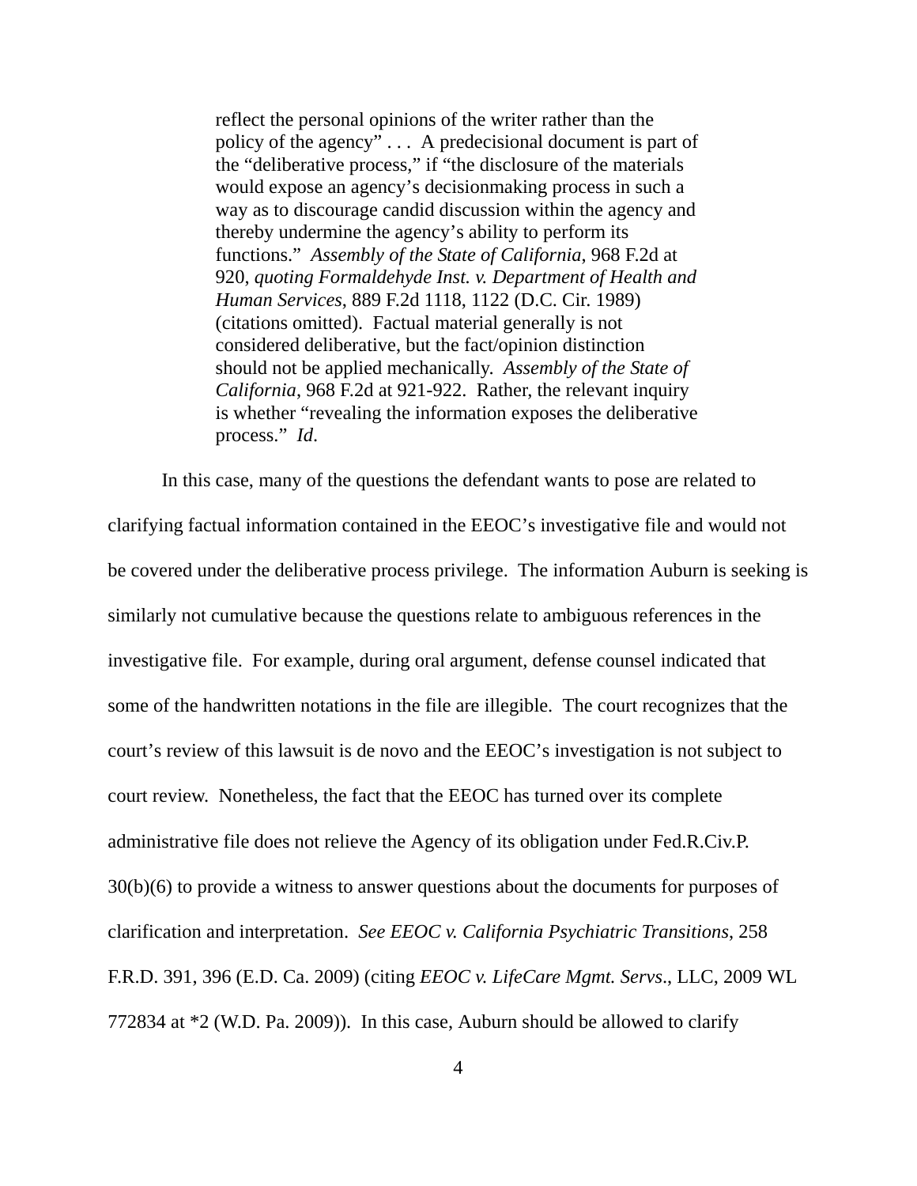> reflect the personal opinions of the writer rather than the policy of the agency" . . . A predecisional document is part of the "deliberative process," if "the disclosure of the materials would expose an agency's decisionmaking process in such a way as to discourage candid discussion within the agency and thereby undermine the agency's ability to perform its functions." *Assembly of the State of California*, 968 F.2d at 920, *quoting Formaldehyde Inst. v. Department of Health and Human Services*, 889 F.2d 1118, 1122 (D.C. Cir. 1989) (citations omitted). Factual material generally is not considered deliberative, but the fact/opinion distinction should not be applied mechanically. *Assembly of the State of California*, 968 F.2d at 921-922. Rather, the relevant inquiry is whether "revealing the information exposes the deliberative process." *Id*.

In this case, many of the questions the defendant wants to pose are related to clarifying factual information contained in the EEOC's investigative file and would not be covered under the deliberative process privilege. The information Auburn is seeking is similarly not cumulative because the questions relate to ambiguous references in the investigative file. For example, during oral argument, defense counsel indicated that some of the handwritten notations in the file are illegible. The court recognizes that the court's review of this lawsuit is de novo and the EEOC's investigation is not subject to court review. Nonetheless, the fact that the EEOC has turned over its complete administrative file does not relieve the Agency of its obligation under Fed.R.Civ.P. 30(b)(6) to provide a witness to answer questions about the documents for purposes of clarification and interpretation. *See EEOC v. California Psychiatric Transitions*, 258 F.R.D. 391, 396 (E.D. Ca. 2009) (citing *EEOC v. LifeCare Mgmt. Servs*., LLC, 2009 WL 772834 at *2 (W.D. Pa. 2009)). In this case, Auburn should be allowed to clarify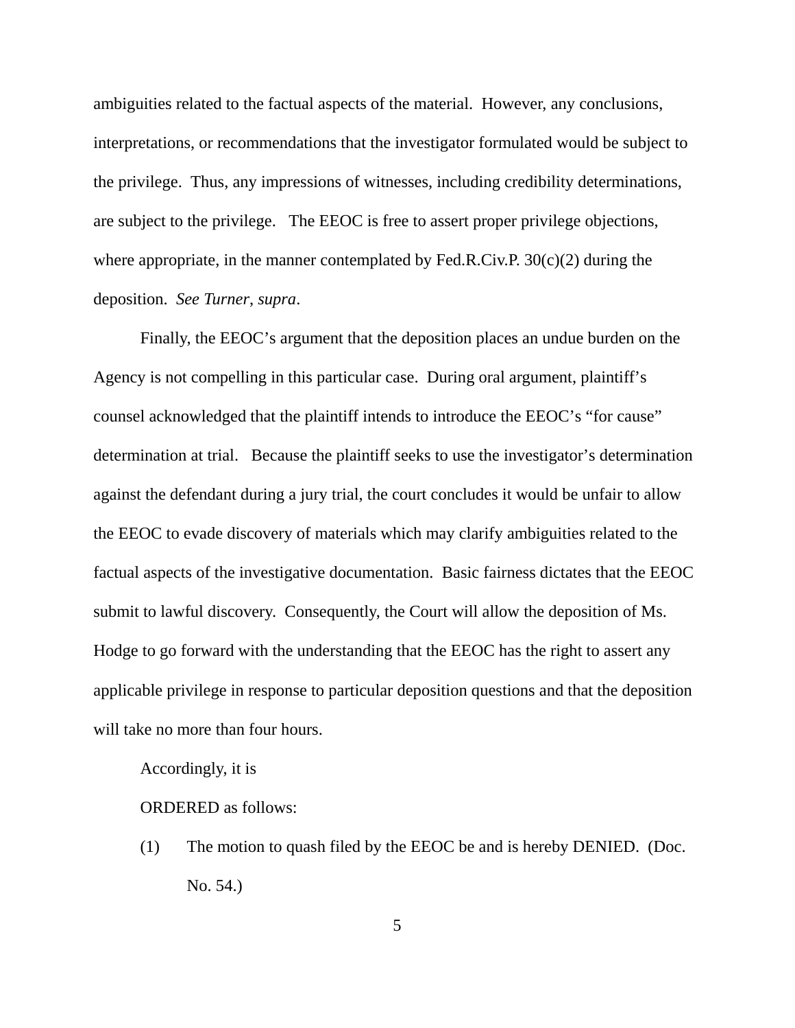ambiguities related to the factual aspects of the material. However, any conclusions, interpretations, or recommendations that the investigator formulated would be subject to the privilege. Thus, any impressions of witnesses, including credibility determinations, are subject to the privilege. The EEOC is free to assert proper privilege objections, where appropriate, in the manner contemplated by Fed.R.Civ.P. 30(c)(2) during the deposition. *See Turner*, *supra*.

Finally, the EEOC's argument that the deposition places an undue burden on the Agency is not compelling in this particular case. During oral argument, plaintiff's counsel acknowledged that the plaintiff intends to introduce the EEOC's "for cause" determination at trial. Because the plaintiff seeks to use the investigator's determination against the defendant during a jury trial, the court concludes it would be unfair to allow the EEOC to evade discovery of materials which may clarify ambiguities related to the factual aspects of the investigative documentation. Basic fairness dictates that the EEOC submit to lawful discovery. Consequently, the Court will allow the deposition of Ms. Hodge to go forward with the understanding that the EEOC has the right to assert any applicable privilege in response to particular deposition questions and that the deposition will take no more than four hours.

Accordingly, it is

ORDERED as follows:

(1) The motion to quash filed by the EEOC be and is hereby DENIED. (Doc. No. 54.)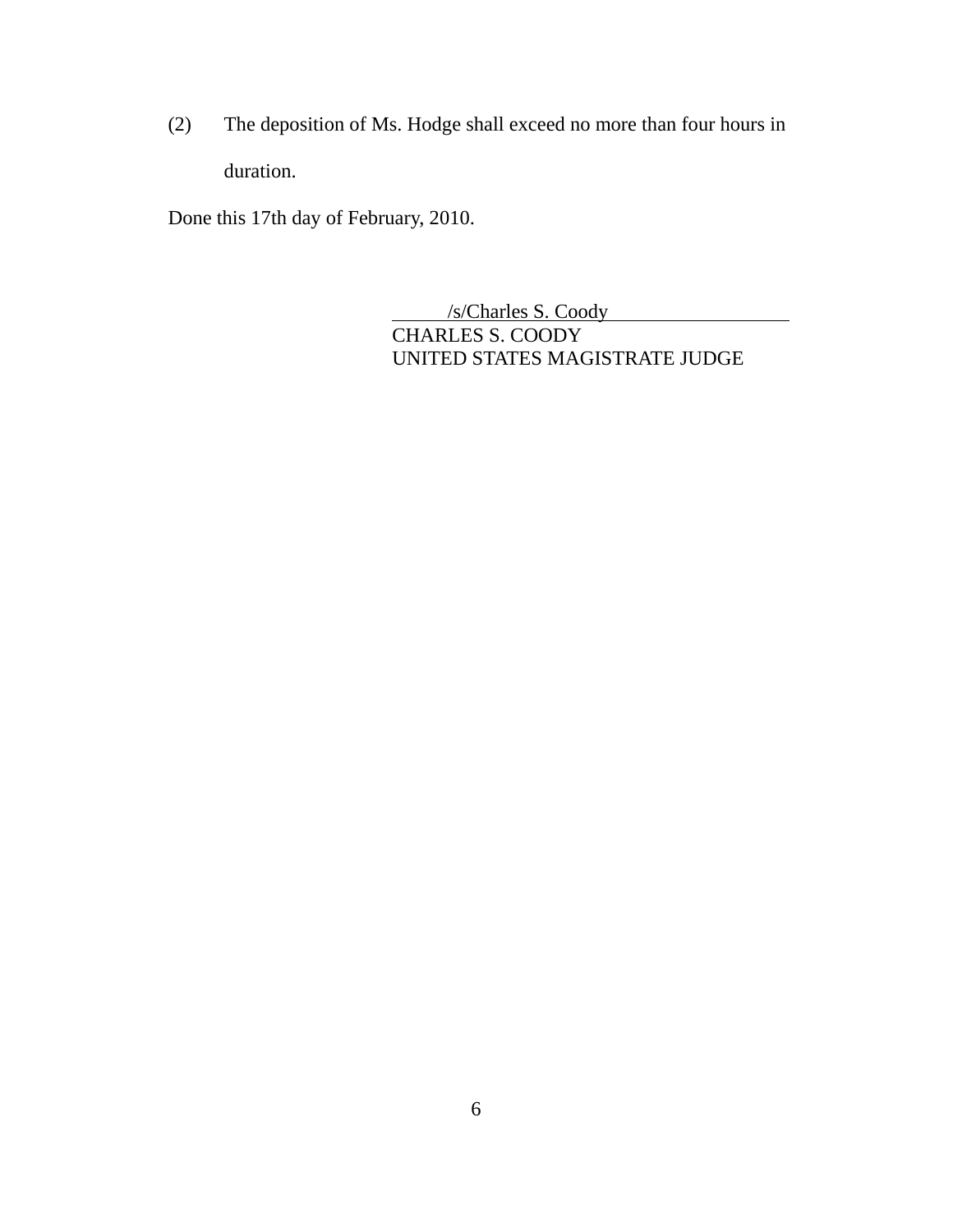(2) The deposition of Ms. Hodge shall exceed no more than four hours in duration.

Done this 17th day of February, 2010.

/s/Charles S. Coody
CHARLES S. COODY
UNITED STATES MAGISTRATE JUDGE